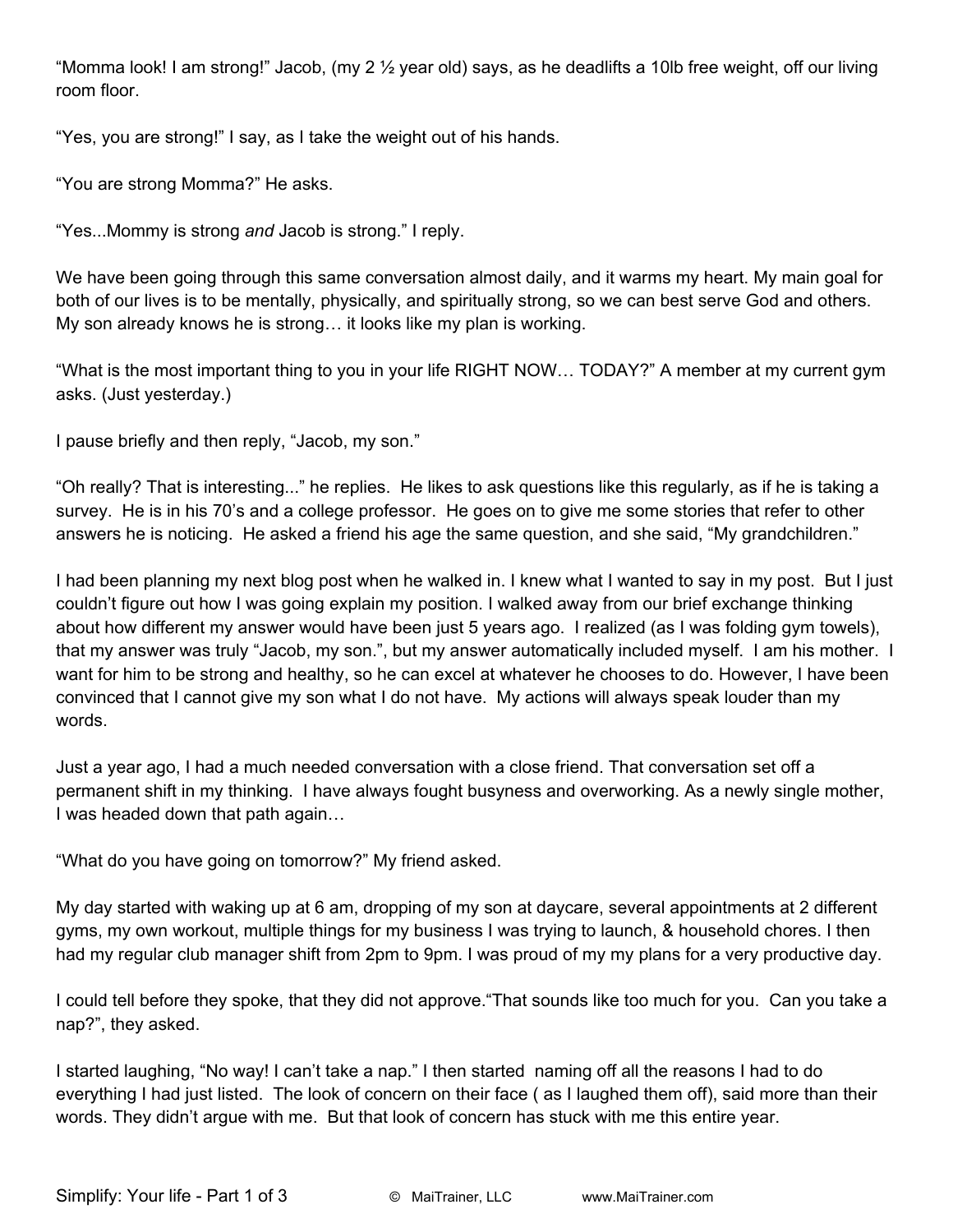"Momma look! I am strong!" Jacob, (my 2 ½ year old) says, as he deadlifts a 10lb free weight, off our living room floor.

"Yes, you are strong!" I say, as I take the weight out of his hands.

"You are strong Momma?" He asks.

"Yes...Mommy is strong *and* Jacob is strong." I reply.

We have been going through this same conversation almost daily, and it warms my heart. My main goal for both of our lives is to be mentally, physically, and spiritually strong, so we can best serve God and others. My son already knows he is strong… it looks like my plan is working.

"What is the most important thing to you in your life RIGHT NOW… TODAY?" A member at my current gym asks. (Just yesterday.)

I pause briefly and then reply, "Jacob, my son."

"Oh really? That is interesting..." he replies. He likes to ask questions like this regularly, as if he is taking a survey. He is in his 70's and a college professor. He goes on to give me some stories that refer to other answers he is noticing. He asked a friend his age the same question, and she said, "My grandchildren."

I had been planning my next blog post when he walked in. I knew what I wanted to say in my post. But I just couldn't figure out how I was going explain my position. I walked away from our brief exchange thinking about how different my answer would have been just 5 years ago. I realized (as I was folding gym towels), that my answer was truly "Jacob, my son.", but my answer automatically included myself. I am his mother. I want for him to be strong and healthy, so he can excel at whatever he chooses to do. However, I have been convinced that I cannot give my son what I do not have. My actions will always speak louder than my words.

Just a year ago, I had a much needed conversation with a close friend. That conversation set off a permanent shift in my thinking. I have always fought busyness and overworking. As a newly single mother, I was headed down that path again…

"What do you have going on tomorrow?" My friend asked.

My day started with waking up at 6 am, dropping of my son at daycare, several appointments at 2 different gyms, my own workout, multiple things for my business I was trying to launch, & household chores. I then had my regular club manager shift from 2pm to 9pm. I was proud of my my plans for a very productive day.

I could tell before they spoke, that they did not approve."That sounds like too much for you. Can you take a nap?", they asked.

I started laughing, "No way! I can't take a nap." I then started naming off all the reasons I had to do everything I had just listed. The look of concern on their face ( as I laughed them off), said more than their words. They didn't argue with me. But that look of concern has stuck with me this entire year.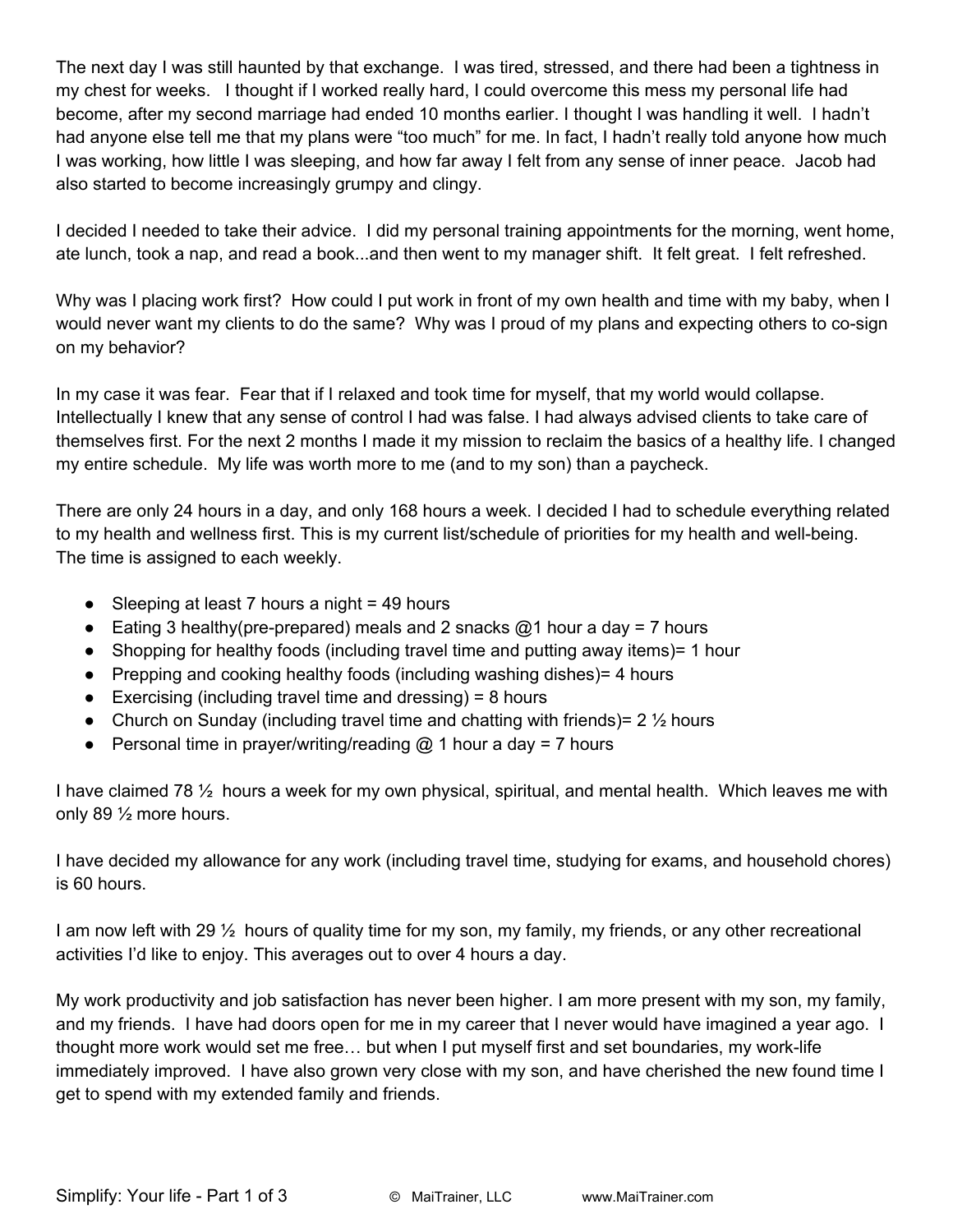The next day I was still haunted by that exchange. I was tired, stressed, and there had been a tightness in my chest for weeks. I thought if I worked really hard, I could overcome this mess my personal life had become, after my second marriage had ended 10 months earlier. I thought I was handling it well. I hadn't had anyone else tell me that my plans were "too much" for me. In fact, I hadn't really told anyone how much I was working, how little I was sleeping, and how far away I felt from any sense of inner peace. Jacob had also started to become increasingly grumpy and clingy.

I decided I needed to take their advice. I did my personal training appointments for the morning, went home, ate lunch, took a nap, and read a book...and then went to my manager shift. It felt great. I felt refreshed.

Why was I placing work first? How could I put work in front of my own health and time with my baby, when I would never want my clients to do the same? Why was I proud of my plans and expecting others to co-sign on my behavior?

In my case it was fear. Fear that if I relaxed and took time for myself, that my world would collapse. Intellectually I knew that any sense of control I had was false. I had always advised clients to take care of themselves first. For the next 2 months I made it my mission to reclaim the basics of a healthy life. I changed my entire schedule. My life was worth more to me (and to my son) than a paycheck.

There are only 24 hours in a day, and only 168 hours a week. I decided I had to schedule everything related to my health and wellness first. This is my current list/schedule of priorities for my health and well-being. The time is assigned to each weekly.

- Sleeping at least 7 hours a night = 49 hours
- Eating 3 healthy(pre-prepared) meals and 2 snacks @1 hour a day = 7 hours
- Shopping for healthy foods (including travel time and putting away items)= 1 hour
- Prepping and cooking healthy foods (including washing dishes)= 4 hours
- Exercising (including travel time and dressing) = 8 hours
- Church on Sunday (including travel time and chatting with friends)= 2 ½ hours
- Personal time in prayer/writing/reading @ 1 hour a day = 7 hours

I have claimed 78 ½ hours a week for my own physical, spiritual, and mental health. Which leaves me with only 89 ½ more hours.

I have decided my allowance for any work (including travel time, studying for exams, and household chores) is 60 hours.

I am now left with 29 ½ hours of quality time for my son, my family, my friends, or any other recreational activities I'd like to enjoy. This averages out to over 4 hours a day.

My work productivity and job satisfaction has never been higher. I am more present with my son, my family, and my friends. I have had doors open for me in my career that I never would have imagined a year ago. I thought more work would set me free… but when I put myself first and set boundaries, my work-life immediately improved. I have also grown very close with my son, and have cherished the new found time I get to spend with my extended family and friends.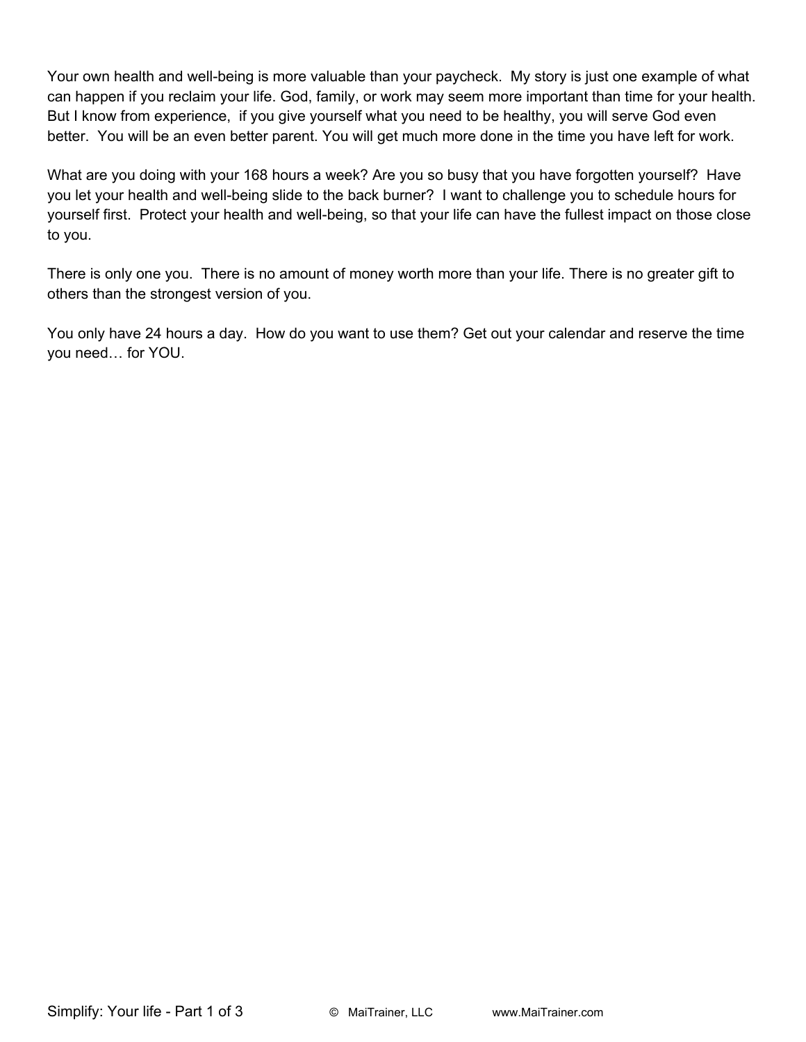Your own health and well-being is more valuable than your paycheck. My story is just one example of what can happen if you reclaim your life. God, family, or work may seem more important than time for your health. But I know from experience, if you give yourself what you need to be healthy, you will serve God even better. You will be an even better parent. You will get much more done in the time you have left for work.

What are you doing with your 168 hours a week? Are you so busy that you have forgotten yourself? Have you let your health and well-being slide to the back burner? I want to challenge you to schedule hours for yourself first. Protect your health and well-being, so that your life can have the fullest impact on those close to you.

There is only one you. There is no amount of money worth more than your life. There is no greater gift to others than the strongest version of you.

You only have 24 hours a day. How do you want to use them? Get out your calendar and reserve the time you need… for YOU.